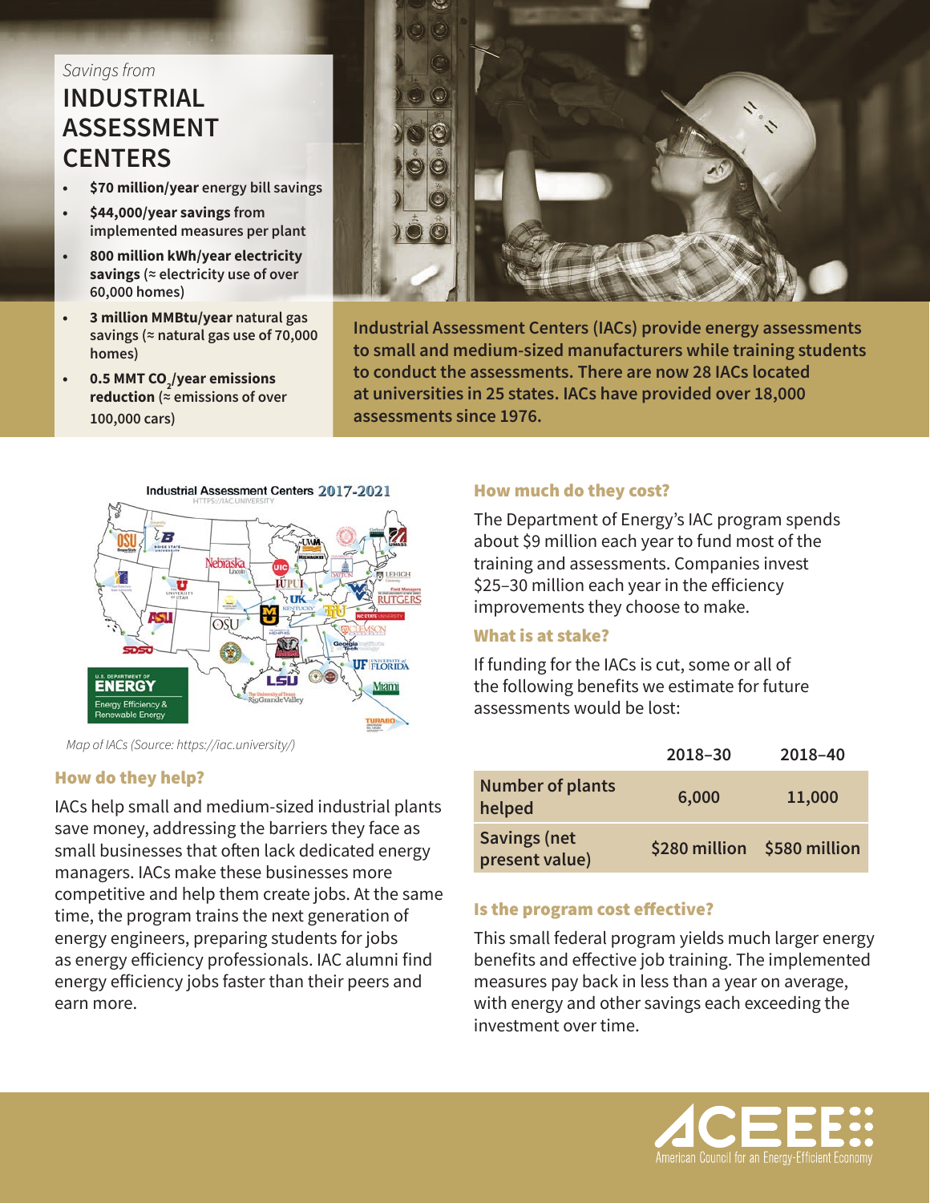*Savings from*

# INDUSTRIAL ASSESSMENT CENTERS

- **$70 million/year** energy bill savings
- **$44,000/year savings** from implemented measures per plant
- **800 million kWh/year electricity savings** (≈ electricity use of over 60,000 homes)
- **3 million MMBtu/year** natural gas savings (≈ natural gas use of 70,000 homes)
- **0.5 MMT $CO_2$/year emissions reduction** (≈ emissions of over 100,000 cars)

**Industrial Assessment Centers (IACs) provide energy assessments to small and medium-sized manufacturers while training students to conduct the assessments. There are now 28 IACs located at universities in 25 states. IACs have provided over 18,000 assessments since 1976.**

*Map of IACs (Source: https://iac.university/)*

## How do they help?

IACs help small and medium-sized industrial plants save money, addressing the barriers they face as small businesses that often lack dedicated energy managers. IACs make these businesses more competitive and help them create jobs. At the same time, the program trains the next generation of energy engineers, preparing students for jobs as energy efficiency professionals. IAC alumni find energy efficiency jobs faster than their peers and earn more.

## How much do they cost?

The Department of Energy's IAC program spends about $9 million each year to fund most of the training and assessments. Companies invest $25–30 million each year in the efficiency improvements they choose to make.

## What is at stake?

If funding for the IACs is cut, some or all of the following benefits we estimate for future assessments would be lost:

| | 2018–30 | 2018–40 |
|---|---|---|
| **Number of plants helped** | **6,000** | **11,000** |
| **Savings (net present value)** | **$280 million** | **$580 million** |

## Is the program cost effective?

This small federal program yields much larger energy benefits and effective job training. The implemented measures pay back in less than a year on average, with energy and other savings each exceeding the investment over time.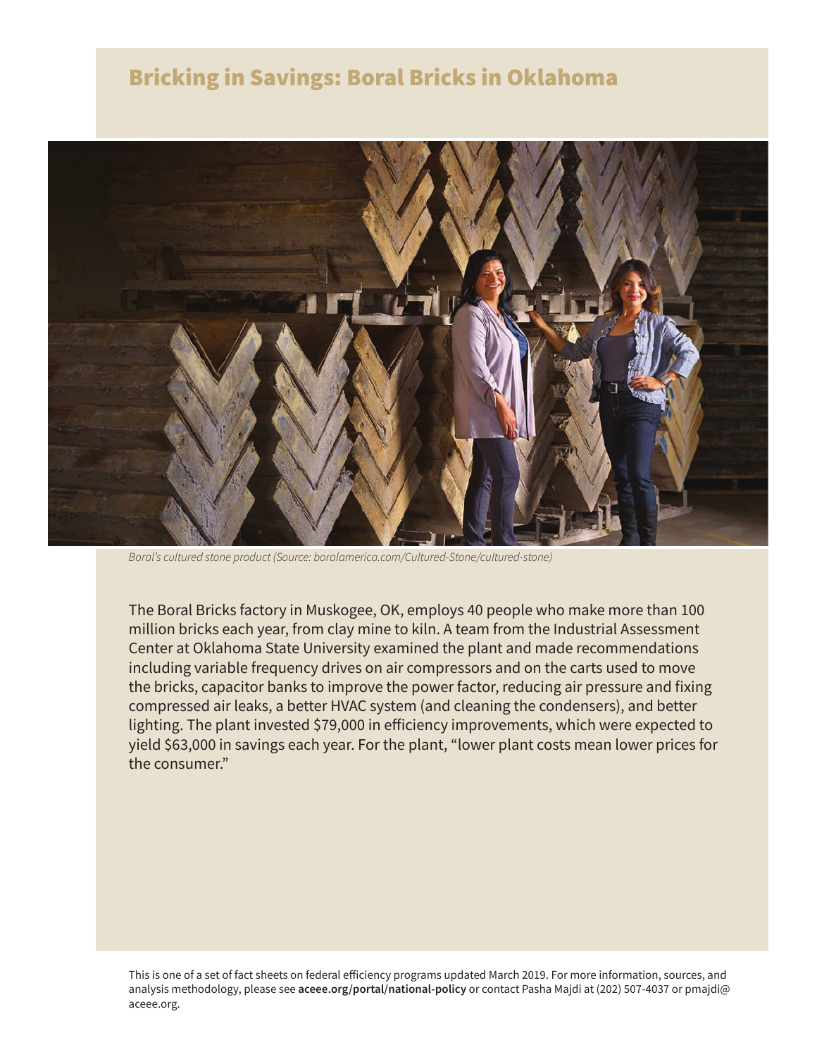# Bricking in Savings: Boral Bricks in Oklahoma

*Boral's cultured stone product (Source: boralamerica.com/Cultured-Stone/cultured-stone)*

The Boral Bricks factory in Muskogee, OK, employs 40 people who make more than 100 million bricks each year, from clay mine to kiln. A team from the Industrial Assessment Center at Oklahoma State University examined the plant and made recommendations including variable frequency drives on air compressors and on the carts used to move the bricks, capacitor banks to improve the power factor, reducing air pressure and fixing compressed air leaks, a better HVAC system (and cleaning the condensers), and better lighting. The plant invested $79,000 in efficiency improvements, which were expected to yield $63,000 in savings each year. For the plant, "lower plant costs mean lower prices for the consumer."

This is one of a set of fact sheets on federal efficiency programs updated March 2019. For more information, sources, and analysis methodology, please see **aceee.org/portal/national-policy** or contact Pasha Majdi at (202) 507-4037 or pmajdi@aceee.org.